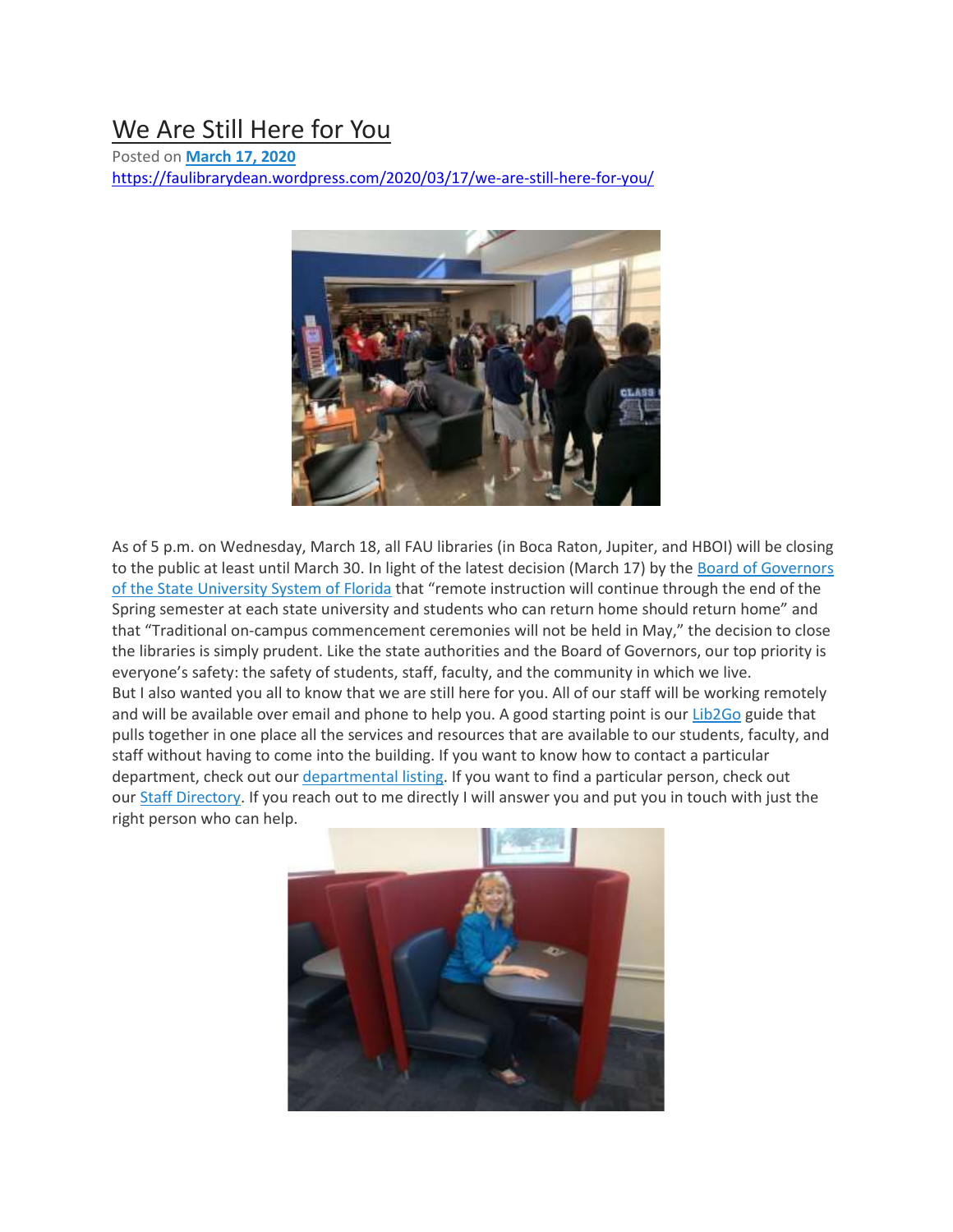# We Are Still Here for You

Posted on **March 17, 2020**

https://faulibrarydean.wordpress.com/2020/03/17/we-are-still-here-for-you/

As of 5 p.m. on Wednesday, March 18, all FAU libraries (in Boca Raton, Jupiter, and HBOI) will be closing to the public at least until March 30. In light of the latest decision (March 17) by the Board of Governors of the State University System of Florida that "remote instruction will continue through the end of the Spring semester at each state university and students who can return home should return home" and that "Traditional on-campus commencement ceremonies will not be held in May," the decision to close the libraries is simply prudent. Like the state authorities and the Board of Governors, our top priority is everyone's safety: the safety of students, staff, faculty, and the community in which we live.

But I also wanted you all to know that we are still here for you. All of our staff will be working remotely and will be available over email and phone to help you. A good starting point is our Lib2Go guide that pulls together in one place all the services and resources that are available to our students, faculty, and staff without having to come into the building. If you want to know how to contact a particular department, check out our departmental listing. If you want to find a particular person, check out our Staff Directory. If you reach out to me directly I will answer you and put you in touch with just the right person who can help.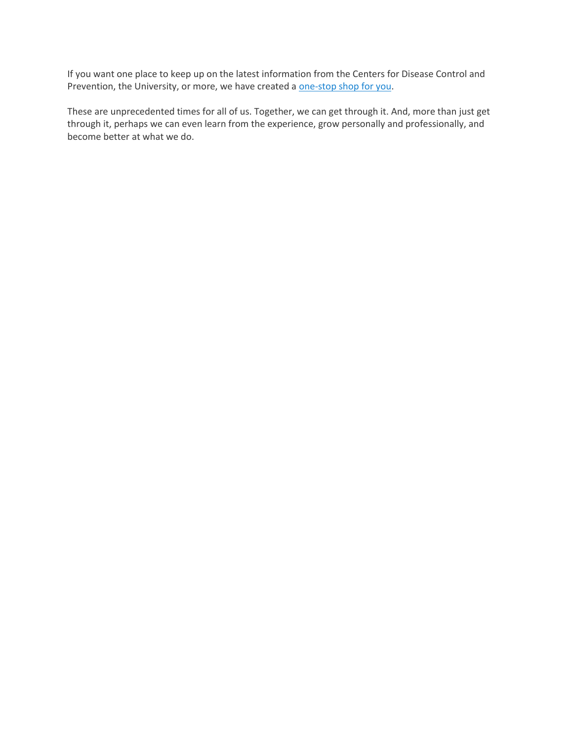If you want one place to keep up on the latest information from the Centers for Disease Control and Prevention, the University, or more, we have created a one-stop shop for you.

These are unprecedented times for all of us. Together, we can get through it. And, more than just get through it, perhaps we can even learn from the experience, grow personally and professionally, and become better at what we do.